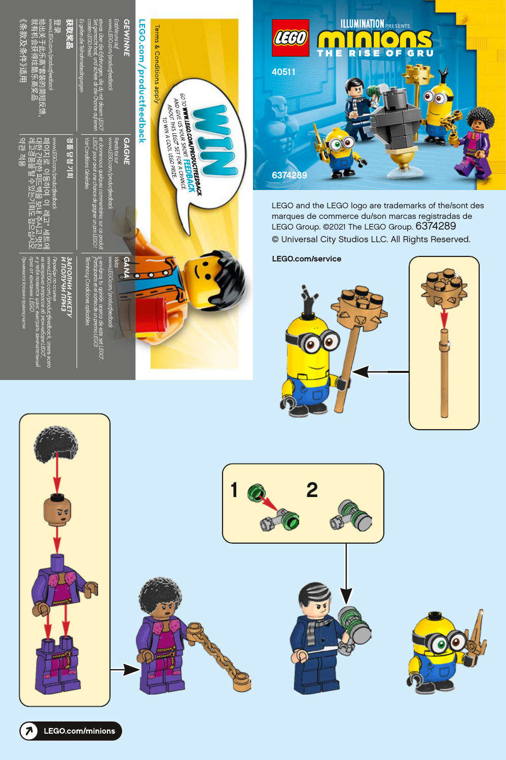LEGO

ILLUMINATION PRESENTS

minions

THE RISE OF GRU

40511

6374289

LEGO and the LEGO logo are trademarks of the/sont des marques de commerce du/son marcas registradas de LEGO Group. ©2021 The LEGO Group. 6374289

© Universal City Studios LLC. All Rights Reserved.

LEGO.com/service

1

2

LEGO.com/minions

Terms & Conditions apply

WIN

GO TO WWW.LEGO.COM/PRODUCTFEEDBACK AND GIVE US YOUR SHORT FEEDBACK ABOUT THIS LEGO® SET FOR A CHANCE TO WIN A COOL LEGO PRIZE.

LEGO.com/productfeedback

**GEWINNE**

Erzähle uns auf www.LEGO.com/productfeedback etwas über die Erfahrungen, die du mit diesem LEGO® Set gemacht hast, und sichere dir die Chance auf einen coolen LEGO Preis!

Es gelten die Teilnahmebedingungen.

**GAGNE**

Rends-toi sur www.LEGO.com/productfeedback et donne-nous quelques commentaires sur ce produit LEGO® pour avoir une chance de gagner un prix LEGO !

Voir Conditions Générales

**GANA**

Visita www.LEGO.com/productfeedback y envíanos tu opinión acerca de este set LEGO®. Participarás en el sorteo de un premio LEGO.

Términos y Condiciones aplicables

**获取奖品**

登录 www.LEGO.com/productfeedback 给出关于此乐高®套装的简短反馈，就有机会获得酷炫乐高奖品

《条款及条件》适用

**경품 당첨 기회**

www.LEGO.com/productfeedback 페이지로 이동하여 이 레고® 세트에 대한 간략한 피드백을 보내 주시고 멋진 레고경품을 탈 수 있는 기회도 잡으십시오

약관 적용

**ЗАПОЛНИ АНКЕТУ И ПОЛУЧИ ПРИЗ**

Перейди по ссылке www.LEGO.com/productfeedback, ответь на несколько вопросов об этом наборе LEGO® и у тебя появится шанс выиграть замечательный приз от компании LEGO.

Действуют условия и правила участия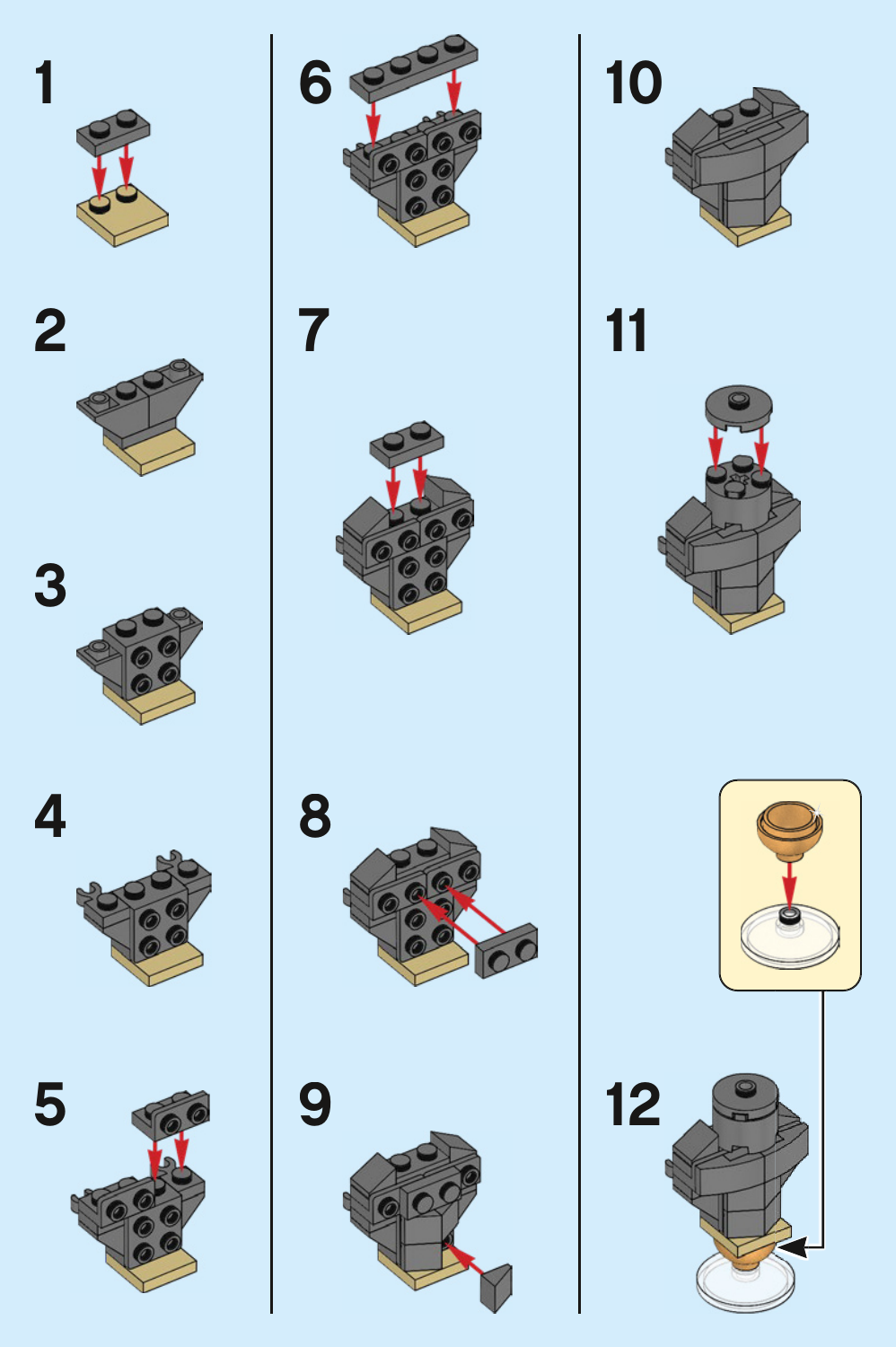1

2

3

4

5

6

7

8

9

10

11

12